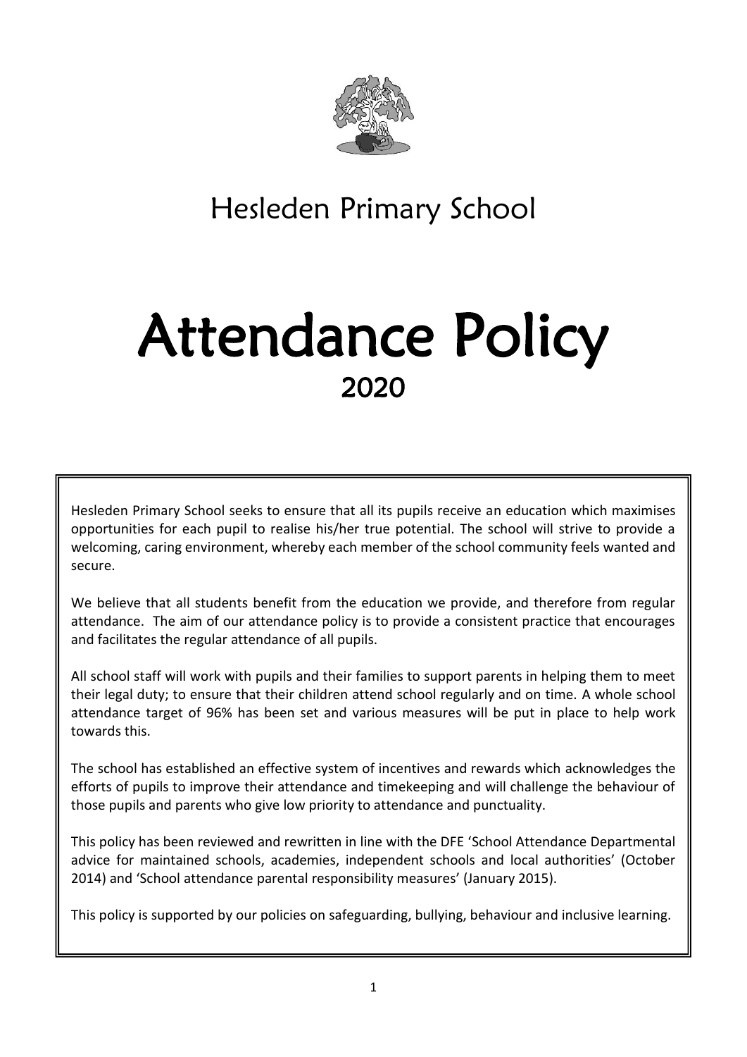# Hesleden Primary School

# Attendance Policy

## 2020

Hesleden Primary School seeks to ensure that all its pupils receive an education which maximises opportunities for each pupil to realise his/her true potential. The school will strive to provide a welcoming, caring environment, whereby each member of the school community feels wanted and secure.

We believe that all students benefit from the education we provide, and therefore from regular attendance. The aim of our attendance policy is to provide a consistent practice that encourages and facilitates the regular attendance of all pupils.

All school staff will work with pupils and their families to support parents in helping them to meet their legal duty; to ensure that their children attend school regularly and on time. A whole school attendance target of 96% has been set and various measures will be put in place to help work towards this.

The school has established an effective system of incentives and rewards which acknowledges the efforts of pupils to improve their attendance and timekeeping and will challenge the behaviour of those pupils and parents who give low priority to attendance and punctuality.

This policy has been reviewed and rewritten in line with the DFE 'School Attendance Departmental advice for maintained schools, academies, independent schools and local authorities' (October 2014) and 'School attendance parental responsibility measures' (January 2015).

This policy is supported by our policies on safeguarding, bullying, behaviour and inclusive learning.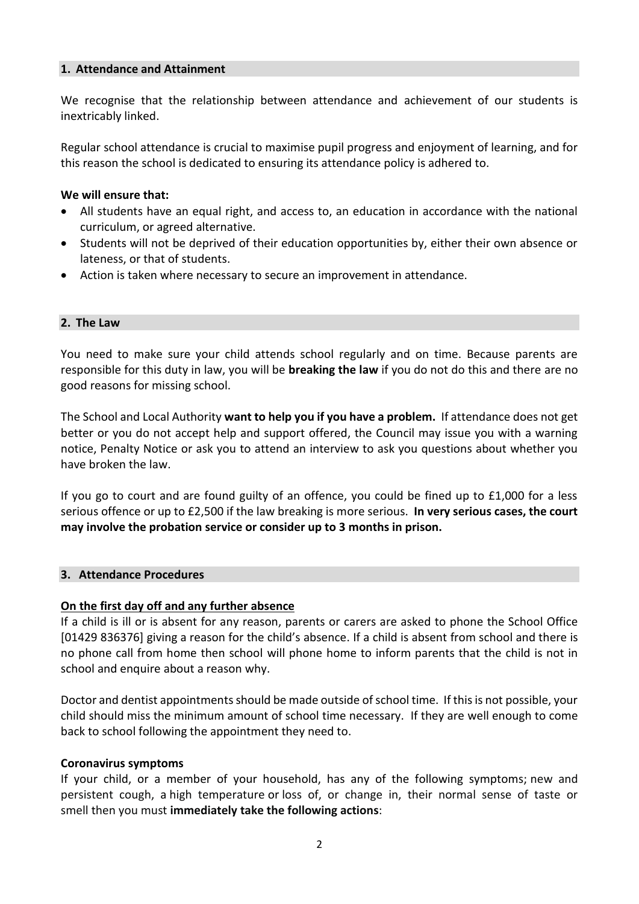## 1. Attendance and Attainment

We recognise that the relationship between attendance and achievement of our students is inextricably linked.

Regular school attendance is crucial to maximise pupil progress and enjoyment of learning, and for this reason the school is dedicated to ensuring its attendance policy is adhered to.

**We will ensure that:**

- All students have an equal right, and access to, an education in accordance with the national curriculum, or agreed alternative.
- Students will not be deprived of their education opportunities by, either their own absence or lateness, or that of students.
- Action is taken where necessary to secure an improvement in attendance.

## 2. The Law

You need to make sure your child attends school regularly and on time. Because parents are responsible for this duty in law, you will be **breaking the law** if you do not do this and there are no good reasons for missing school.

The School and Local Authority **want to help you if you have a problem.** If attendance does not get better or you do not accept help and support offered, the Council may issue you with a warning notice, Penalty Notice or ask you to attend an interview to ask you questions about whether you have broken the law.

If you go to court and are found guilty of an offence, you could be fined up to £1,000 for a less serious offence or up to £2,500 if the law breaking is more serious. **In very serious cases, the court may involve the probation service or consider up to 3 months in prison.**

## 3. Attendance Procedures

**On the first day off and any further absence**

If a child is ill or is absent for any reason, parents or carers are asked to phone the School Office [01429 836376] giving a reason for the child's absence. If a child is absent from school and there is no phone call from home then school will phone home to inform parents that the child is not in school and enquire about a reason why.

Doctor and dentist appointments should be made outside of school time. If this is not possible, your child should miss the minimum amount of school time necessary. If they are well enough to come back to school following the appointment they need to.

**Coronavirus symptoms**

If your child, or a member of your household, has any of the following symptoms; new and persistent cough, a high temperature or loss of, or change in, their normal sense of taste or smell then you must **immediately take the following actions**: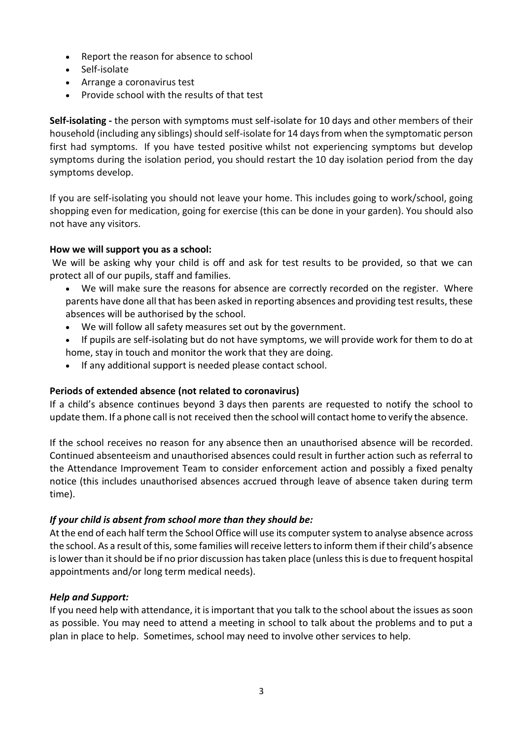- Report the reason for absence to school
- Self-isolate
- Arrange a coronavirus test
- Provide school with the results of that test

**Self-isolating -** the person with symptoms must self-isolate for 10 days and other members of their household (including any siblings) should self-isolate for 14 days from when the symptomatic person first had symptoms. If you have tested positive whilst not experiencing symptoms but develop symptoms during the isolation period, you should restart the 10 day isolation period from the day symptoms develop.

If you are self-isolating you should not leave your home. This includes going to work/school, going shopping even for medication, going for exercise (this can be done in your garden). You should also not have any visitors.

**How we will support you as a school:**

We will be asking why your child is off and ask for test results to be provided, so that we can protect all of our pupils, staff and families.

- We will make sure the reasons for absence are correctly recorded on the register. Where parents have done all that has been asked in reporting absences and providing test results, these absences will be authorised by the school.
- We will follow all safety measures set out by the government.
- If pupils are self-isolating but do not have symptoms, we will provide work for them to do at home, stay in touch and monitor the work that they are doing.
- If any additional support is needed please contact school.

**Periods of extended absence (not related to coronavirus)**

If a child's absence continues beyond 3 days then parents are requested to notify the school to update them. If a phone call is not received then the school will contact home to verify the absence.

If the school receives no reason for any absence then an unauthorised absence will be recorded. Continued absenteeism and unauthorised absences could result in further action such as referral to the Attendance Improvement Team to consider enforcement action and possibly a fixed penalty notice (this includes unauthorised absences accrued through leave of absence taken during term time).

***If your child is absent from school more than they should be:***

At the end of each half term the School Office will use its computer system to analyse absence across the school. As a result of this, some families will receive letters to inform them if their child's absence is lower than it should be if no prior discussion has taken place (unless this is due to frequent hospital appointments and/or long term medical needs).

***Help and Support:***

If you need help with attendance, it is important that you talk to the school about the issues as soon as possible. You may need to attend a meeting in school to talk about the problems and to put a plan in place to help. Sometimes, school may need to involve other services to help.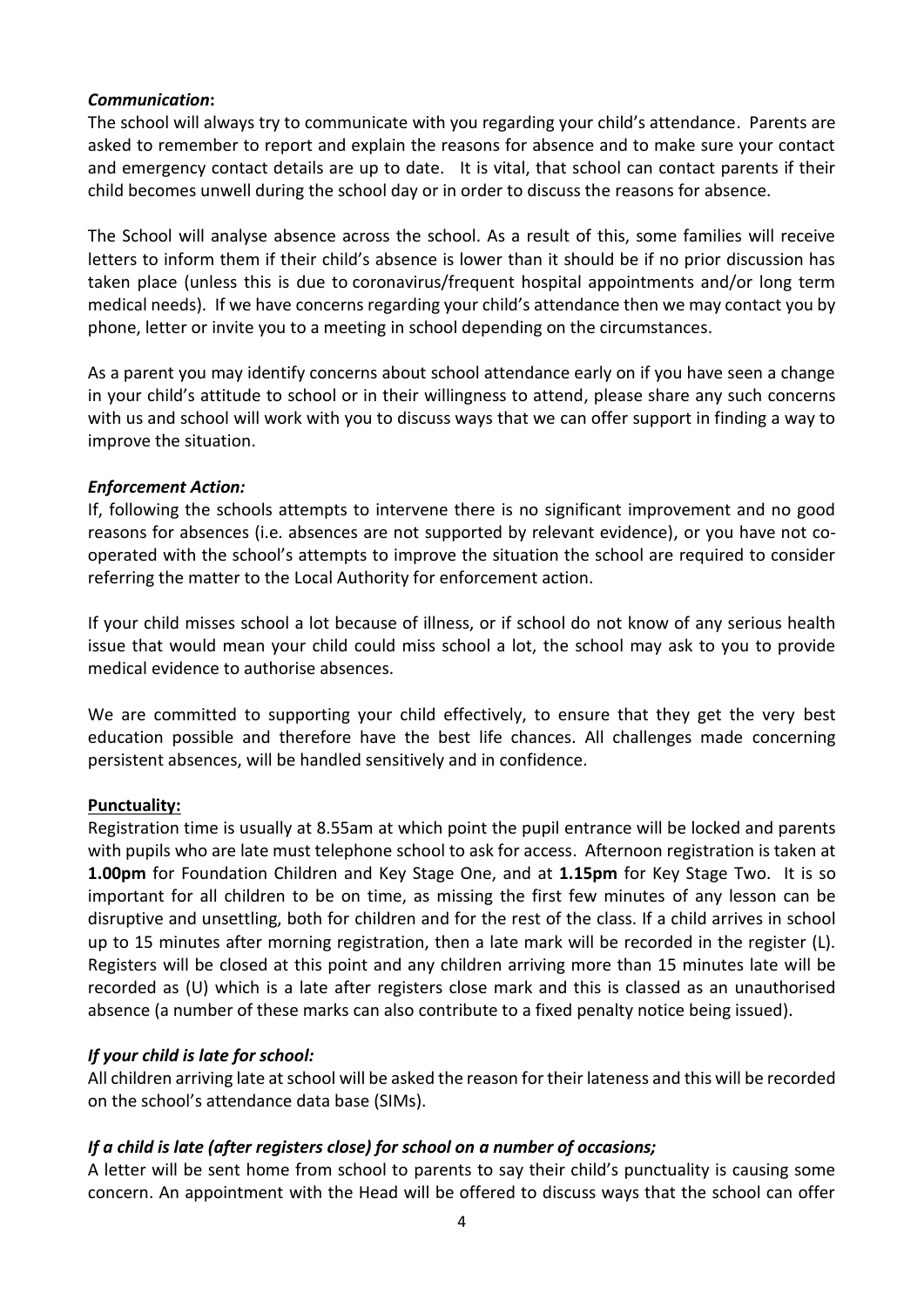***Communication*:**
The school will always try to communicate with you regarding your child's attendance. Parents are asked to remember to report and explain the reasons for absence and to make sure your contact and emergency contact details are up to date. It is vital, that school can contact parents if their child becomes unwell during the school day or in order to discuss the reasons for absence.

The School will analyse absence across the school. As a result of this, some families will receive letters to inform them if their child's absence is lower than it should be if no prior discussion has taken place (unless this is due to coronavirus/frequent hospital appointments and/or long term medical needs). If we have concerns regarding your child's attendance then we may contact you by phone, letter or invite you to a meeting in school depending on the circumstances.

As a parent you may identify concerns about school attendance early on if you have seen a change in your child's attitude to school or in their willingness to attend, please share any such concerns with us and school will work with you to discuss ways that we can offer support in finding a way to improve the situation.

***Enforcement Action:***
If, following the schools attempts to intervene there is no significant improvement and no good reasons for absences (i.e. absences are not supported by relevant evidence), or you have not co-operated with the school's attempts to improve the situation the school are required to consider referring the matter to the Local Authority for enforcement action.

If your child misses school a lot because of illness, or if school do not know of any serious health issue that would mean your child could miss school a lot, the school may ask to you to provide medical evidence to authorise absences.

We are committed to supporting your child effectively, to ensure that they get the very best education possible and therefore have the best life chances. All challenges made concerning persistent absences, will be handled sensitively and in confidence.

**Punctuality:**
Registration time is usually at 8.55am at which point the pupil entrance will be locked and parents with pupils who are late must telephone school to ask for access. Afternoon registration is taken at **1.00pm** for Foundation Children and Key Stage One, and at **1.15pm** for Key Stage Two. It is so important for all children to be on time, as missing the first few minutes of any lesson can be disruptive and unsettling, both for children and for the rest of the class. If a child arrives in school up to 15 minutes after morning registration, then a late mark will be recorded in the register (L). Registers will be closed at this point and any children arriving more than 15 minutes late will be recorded as (U) which is a late after registers close mark and this is classed as an unauthorised absence (a number of these marks can also contribute to a fixed penalty notice being issued).

***If your child is late for school:***
All children arriving late at school will be asked the reason for their lateness and this will be recorded on the school's attendance data base (SIMs).

***If a child is late (after registers close) for school on a number of occasions;***
A letter will be sent home from school to parents to say their child's punctuality is causing some concern. An appointment with the Head will be offered to discuss ways that the school can offer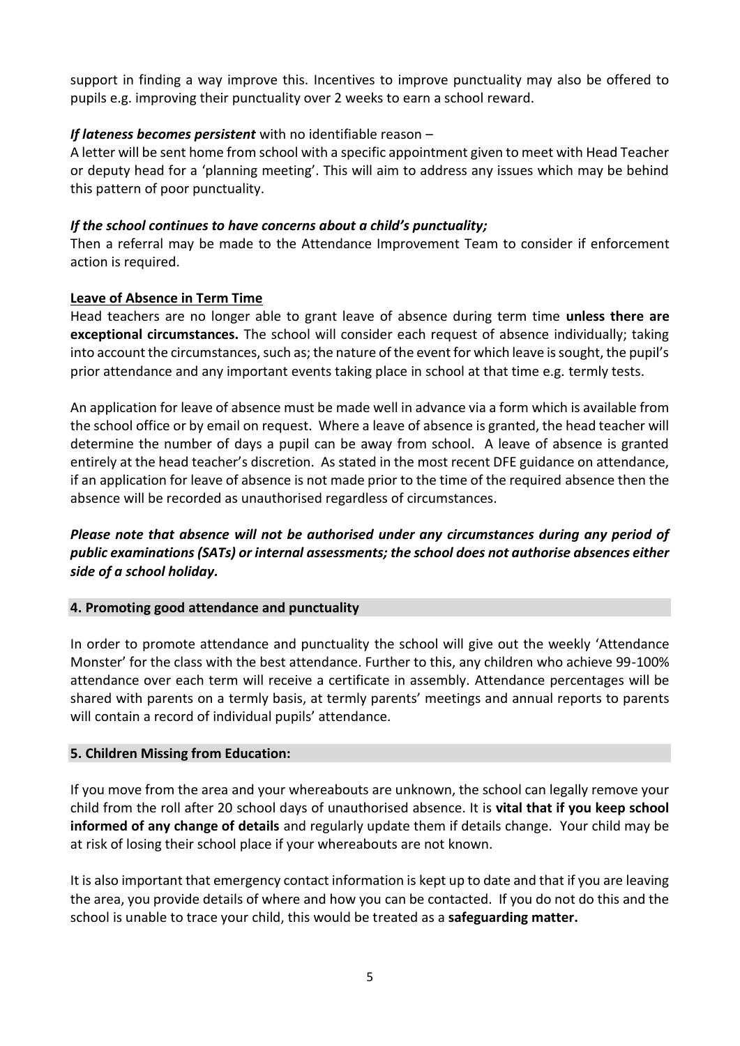support in finding a way improve this. Incentives to improve punctuality may also be offered to pupils e.g. improving their punctuality over 2 weeks to earn a school reward.

***If lateness becomes persistent*** with no identifiable reason –
A letter will be sent home from school with a specific appointment given to meet with Head Teacher or deputy head for a 'planning meeting'. This will aim to address any issues which may be behind this pattern of poor punctuality.

***If the school continues to have concerns about a child's punctuality;***
Then a referral may be made to the Attendance Improvement Team to consider if enforcement action is required.

**Leave of Absence in Term Time**

Head teachers are no longer able to grant leave of absence during term time **unless there are exceptional circumstances.** The school will consider each request of absence individually; taking into account the circumstances, such as; the nature of the event for which leave is sought, the pupil's prior attendance and any important events taking place in school at that time e.g. termly tests.

An application for leave of absence must be made well in advance via a form which is available from the school office or by email on request. Where a leave of absence is granted, the head teacher will determine the number of days a pupil can be away from school. A leave of absence is granted entirely at the head teacher's discretion. As stated in the most recent DFE guidance on attendance, if an application for leave of absence is not made prior to the time of the required absence then the absence will be recorded as unauthorised regardless of circumstances.

***Please note that absence will not be authorised under any circumstances during any period of public examinations (SATs) or internal assessments; the school does not authorise absences either side of a school holiday.***

## 4. Promoting good attendance and punctuality

In order to promote attendance and punctuality the school will give out the weekly 'Attendance Monster' for the class with the best attendance. Further to this, any children who achieve 99-100% attendance over each term will receive a certificate in assembly. Attendance percentages will be shared with parents on a termly basis, at termly parents' meetings and annual reports to parents will contain a record of individual pupils' attendance.

## 5. Children Missing from Education:

If you move from the area and your whereabouts are unknown, the school can legally remove your child from the roll after 20 school days of unauthorised absence. It is **vital that if you keep school informed of any change of details** and regularly update them if details change. Your child may be at risk of losing their school place if your whereabouts are not known.

It is also important that emergency contact information is kept up to date and that if you are leaving the area, you provide details of where and how you can be contacted. If you do not do this and the school is unable to trace your child, this would be treated as a **safeguarding matter.**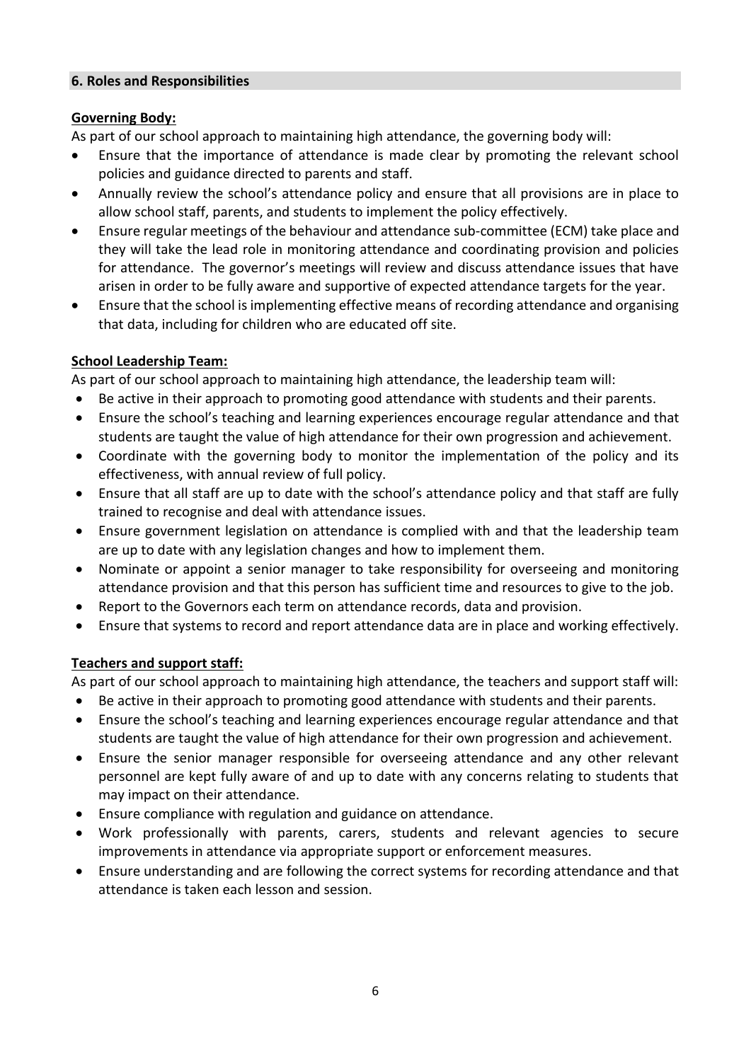## 6. Roles and Responsibilities

**Governing Body:**

As part of our school approach to maintaining high attendance, the governing body will:

- Ensure that the importance of attendance is made clear by promoting the relevant school policies and guidance directed to parents and staff.
- Annually review the school's attendance policy and ensure that all provisions are in place to allow school staff, parents, and students to implement the policy effectively.
- Ensure regular meetings of the behaviour and attendance sub-committee (ECM) take place and they will take the lead role in monitoring attendance and coordinating provision and policies for attendance. The governor's meetings will review and discuss attendance issues that have arisen in order to be fully aware and supportive of expected attendance targets for the year.
- Ensure that the school is implementing effective means of recording attendance and organising that data, including for children who are educated off site.

**School Leadership Team:**

As part of our school approach to maintaining high attendance, the leadership team will:

- Be active in their approach to promoting good attendance with students and their parents.
- Ensure the school's teaching and learning experiences encourage regular attendance and that students are taught the value of high attendance for their own progression and achievement.
- Coordinate with the governing body to monitor the implementation of the policy and its effectiveness, with annual review of full policy.
- Ensure that all staff are up to date with the school's attendance policy and that staff are fully trained to recognise and deal with attendance issues.
- Ensure government legislation on attendance is complied with and that the leadership team are up to date with any legislation changes and how to implement them.
- Nominate or appoint a senior manager to take responsibility for overseeing and monitoring attendance provision and that this person has sufficient time and resources to give to the job.
- Report to the Governors each term on attendance records, data and provision.
- Ensure that systems to record and report attendance data are in place and working effectively.

**Teachers and support staff:**

As part of our school approach to maintaining high attendance, the teachers and support staff will:

- Be active in their approach to promoting good attendance with students and their parents.
- Ensure the school's teaching and learning experiences encourage regular attendance and that students are taught the value of high attendance for their own progression and achievement.
- Ensure the senior manager responsible for overseeing attendance and any other relevant personnel are kept fully aware of and up to date with any concerns relating to students that may impact on their attendance.
- Ensure compliance with regulation and guidance on attendance.
- Work professionally with parents, carers, students and relevant agencies to secure improvements in attendance via appropriate support or enforcement measures.
- Ensure understanding and are following the correct systems for recording attendance and that attendance is taken each lesson and session.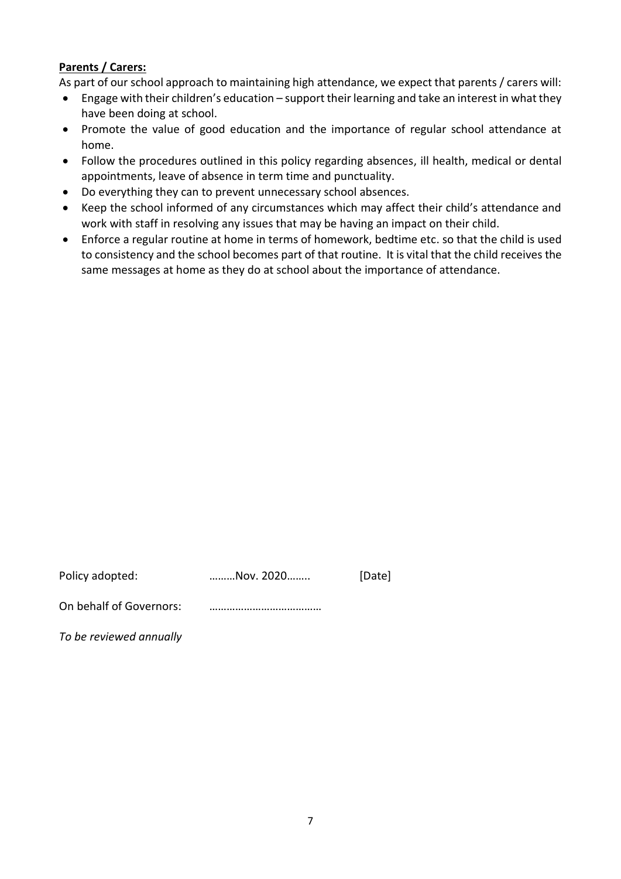**Parents / Carers:**

As part of our school approach to maintaining high attendance, we expect that parents / carers will:

- Engage with their children's education – support their learning and take an interest in what they have been doing at school.
- Promote the value of good education and the importance of regular school attendance at home.
- Follow the procedures outlined in this policy regarding absences, ill health, medical or dental appointments, leave of absence in term time and punctuality.
- Do everything they can to prevent unnecessary school absences.
- Keep the school informed of any circumstances which may affect their child's attendance and work with staff in resolving any issues that may be having an impact on their child.
- Enforce a regular routine at home in terms of homework, bedtime etc. so that the child is used to consistency and the school becomes part of that routine. It is vital that the child receives the same messages at home as they do at school about the importance of attendance.

Policy adopted: ………Nov. 2020…….. [Date]

On behalf of Governors: ……………………………….

*To be reviewed annually*